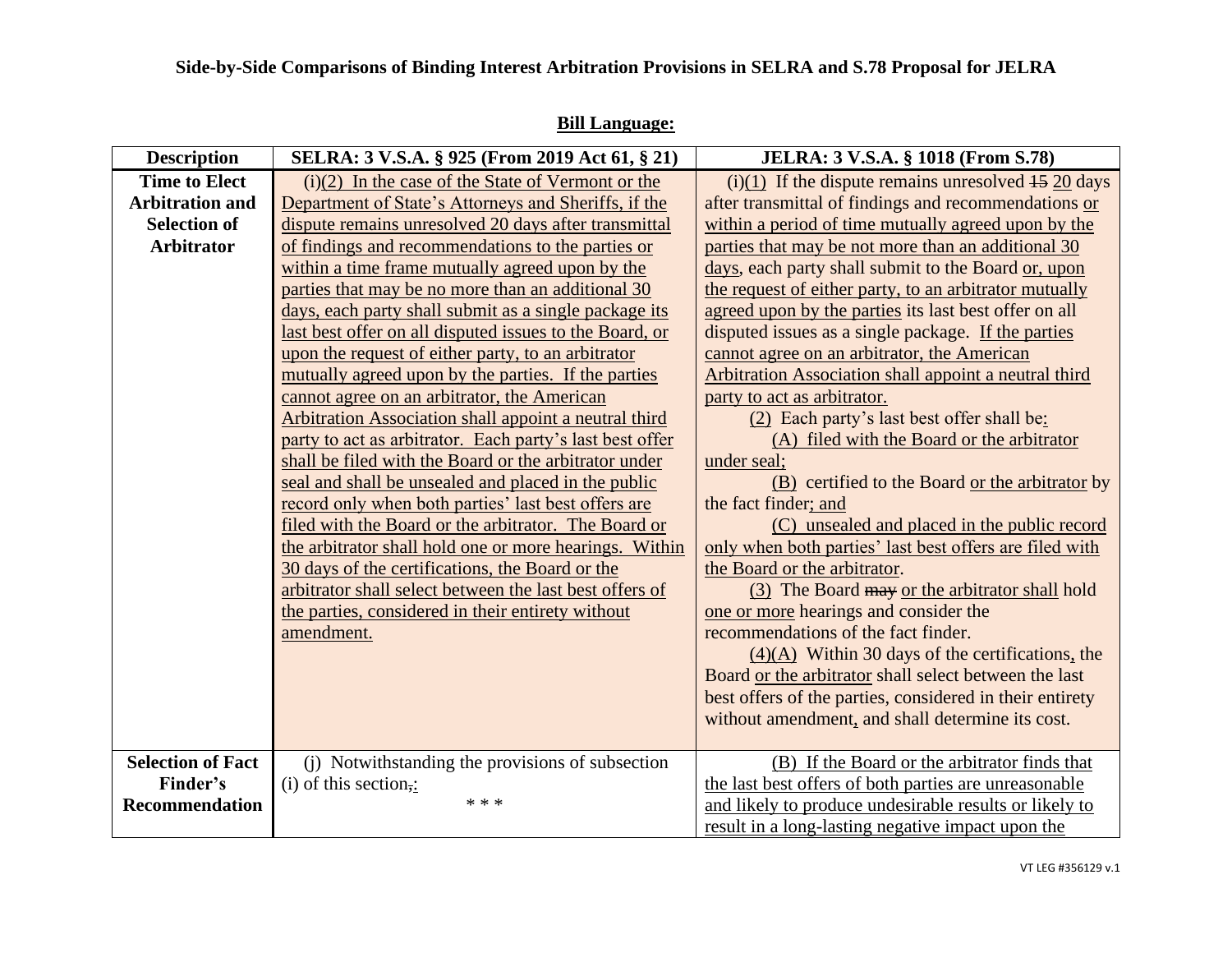**Side-by-Side Comparisons of Binding Interest Arbitration Provisions in SELRA and S.78 Proposal for JELRA**

**Bill Language:**

| Description | SELRA: 3 V.S.A. § 925 (From 2019 Act 61, § 21) | JELRA: 3 V.S.A. § 1018 (From S.78) |
|---|---|---|
| **Time to Elect Arbitration and Selection of Arbitrator** | (i)(2) In the case of the State of Vermont or the Department of State's Attorneys and Sheriffs, if the dispute remains unresolved 20 days after transmittal of findings and recommendations to the parties or within a time frame mutually agreed upon by the parties that may be no more than an additional 30 days, each party shall submit as a single package its last best offer on all disputed issues to the Board, or upon the request of either party, to an arbitrator mutually agreed upon by the parties. If the parties cannot agree on an arbitrator, the American Arbitration Association shall appoint a neutral third party to act as arbitrator. Each party's last best offer shall be filed with the Board or the arbitrator under seal and shall be unsealed and placed in the public record only when both parties' last best offers are filed with the Board or the arbitrator. The Board or the arbitrator shall hold one or more hearings. Within 30 days of the certifications, the Board or the arbitrator shall select between the last best offers of the parties, considered in their entirety without amendment. | (i)(1) If the dispute remains unresolved ~~15~~ 20 days after transmittal of findings and recommendations or within a period of time mutually agreed upon by the parties that may be not more than an additional 30 days, each party shall submit to the Board or, upon the request of either party, to an arbitrator mutually agreed upon by the parties its last best offer on all disputed issues as a single package. If the parties cannot agree on an arbitrator, the American Arbitration Association shall appoint a neutral third party to act as arbitrator.<br>(2) Each party's last best offer shall be:<br>(A) filed with the Board or the arbitrator under seal;<br>(B) certified to the Board or the arbitrator by the fact finder; and<br>(C) unsealed and placed in the public record only when both parties' last best offers are filed with the Board or the arbitrator.<br>(3) The Board ~~may~~ or the arbitrator shall hold one or more hearings and consider the recommendations of the fact finder.<br>(4)(A) Within 30 days of the certifications, the Board or the arbitrator shall select between the last best offers of the parties, considered in their entirety without amendment, and shall determine its cost. |
| **Selection of Fact Finder's Recommendation** | (j) Notwithstanding the provisions of subsection (i) of this section~~,~~:<br>\* \* \* | (B) If the Board or the arbitrator finds that the last best offers of both parties are unreasonable and likely to produce undesirable results or likely to result in a long-lasting negative impact upon the |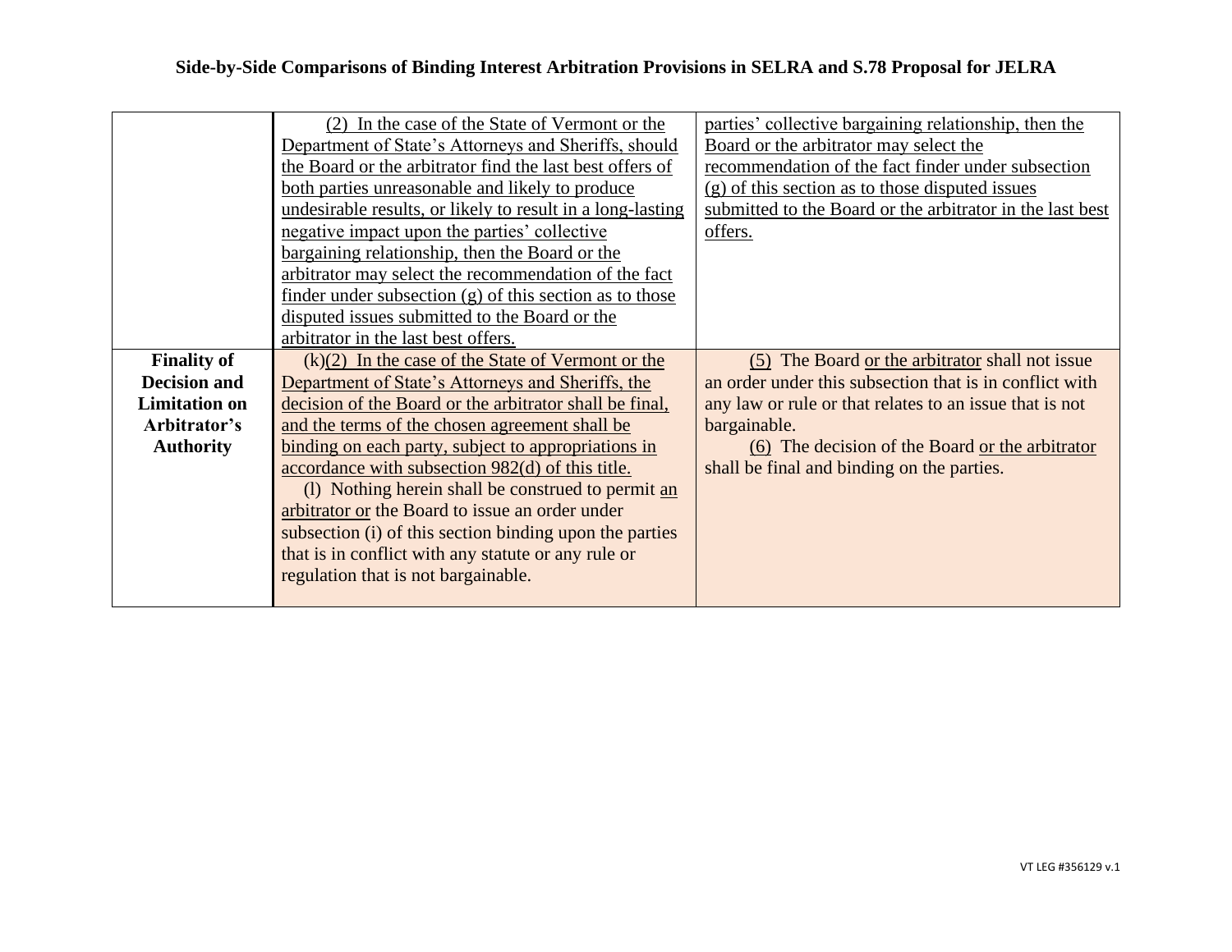# Side-by-Side Comparisons of Binding Interest Arbitration Provisions in SELRA and S.78 Proposal for JELRA

| | | |
|---|---|---|
| | (2) In the case of the State of Vermont or the Department of State's Attorneys and Sheriffs, should the Board or the arbitrator find the last best offers of both parties unreasonable and likely to produce undesirable results, or likely to result in a long-lasting negative impact upon the parties' collective bargaining relationship, then the Board or the arbitrator may select the recommendation of the fact finder under subsection (g) of this section as to those disputed issues submitted to the Board or the arbitrator in the last best offers. | parties' collective bargaining relationship, then the Board or the arbitrator may select the recommendation of the fact finder under subsection (g) of this section as to those disputed issues submitted to the Board or the arbitrator in the last best offers. |
| **Finality of Decision and Limitation on Arbitrator's Authority** | (k)(2) In the case of the State of Vermont or the Department of State's Attorneys and Sheriffs, the decision of the Board or the arbitrator shall be final, and the terms of the chosen agreement shall be binding on each party, subject to appropriations in accordance with subsection 982(d) of this title.<br>(l) Nothing herein shall be construed to permit an arbitrator or the Board to issue an order under subsection (i) of this section binding upon the parties that is in conflict with any statute or any rule or regulation that is not bargainable. | (5) The Board or the arbitrator shall not issue an order under this subsection that is in conflict with any law or rule or that relates to an issue that is not bargainable.<br>(6) The decision of the Board or the arbitrator shall be final and binding on the parties. |

VT LEG #356129 v.1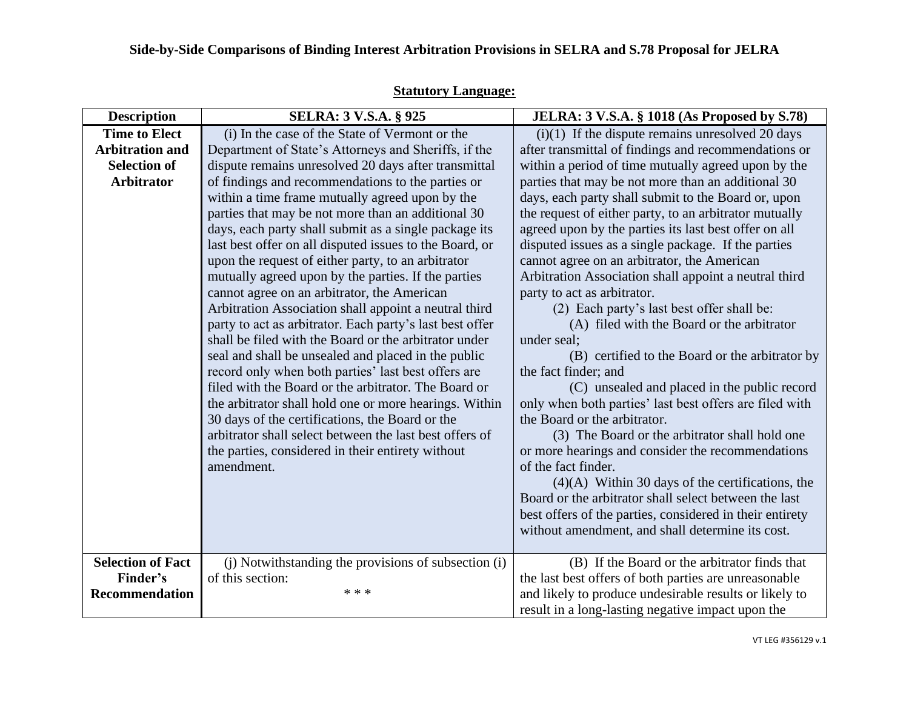**Side-by-Side Comparisons of Binding Interest Arbitration Provisions in SELRA and S.78 Proposal for JELRA**

**Statutory Language:**

| Description | SELRA: 3 V.S.A. § 925 | JELRA: 3 V.S.A. § 1018 (As Proposed by S.78) |
|---|---|---|
| **Time to Elect Arbitration and Selection of Arbitrator** | (i) In the case of the State of Vermont or the Department of State's Attorneys and Sheriffs, if the dispute remains unresolved 20 days after transmittal of findings and recommendations to the parties or within a time frame mutually agreed upon by the parties that may be not more than an additional 30 days, each party shall submit as a single package its last best offer on all disputed issues to the Board, or upon the request of either party, to an arbitrator mutually agreed upon by the parties. If the parties cannot agree on an arbitrator, the American Arbitration Association shall appoint a neutral third party to act as arbitrator. Each party's last best offer shall be filed with the Board or the arbitrator under seal and shall be unsealed and placed in the public record only when both parties' last best offers are filed with the Board or the arbitrator. The Board or the arbitrator shall hold one or more hearings. Within 30 days of the certifications, the Board or the arbitrator shall select between the last best offers of the parties, considered in their entirety without amendment. | (i)(1) If the dispute remains unresolved 20 days after transmittal of findings and recommendations or within a period of time mutually agreed upon by the parties that may be not more than an additional 30 days, each party shall submit to the Board or, upon the request of either party, to an arbitrator mutually agreed upon by the parties its last best offer on all disputed issues as a single package. If the parties cannot agree on an arbitrator, the American Arbitration Association shall appoint a neutral third party to act as arbitrator.<br>(2) Each party's last best offer shall be:<br>(A) filed with the Board or the arbitrator under seal;<br>(B) certified to the Board or the arbitrator by the fact finder; and<br>(C) unsealed and placed in the public record only when both parties' last best offers are filed with the Board or the arbitrator.<br>(3) The Board or the arbitrator shall hold one or more hearings and consider the recommendations of the fact finder.<br>(4)(A) Within 30 days of the certifications, the Board or the arbitrator shall select between the last best offers of the parties, considered in their entirety without amendment, and shall determine its cost. |
| **Selection of Fact Finder's Recommendation** | (j) Notwithstanding the provisions of subsection (i) of this section:<br>* * * | (B) If the Board or the arbitrator finds that the last best offers of both parties are unreasonable and likely to produce undesirable results or likely to result in a long-lasting negative impact upon the |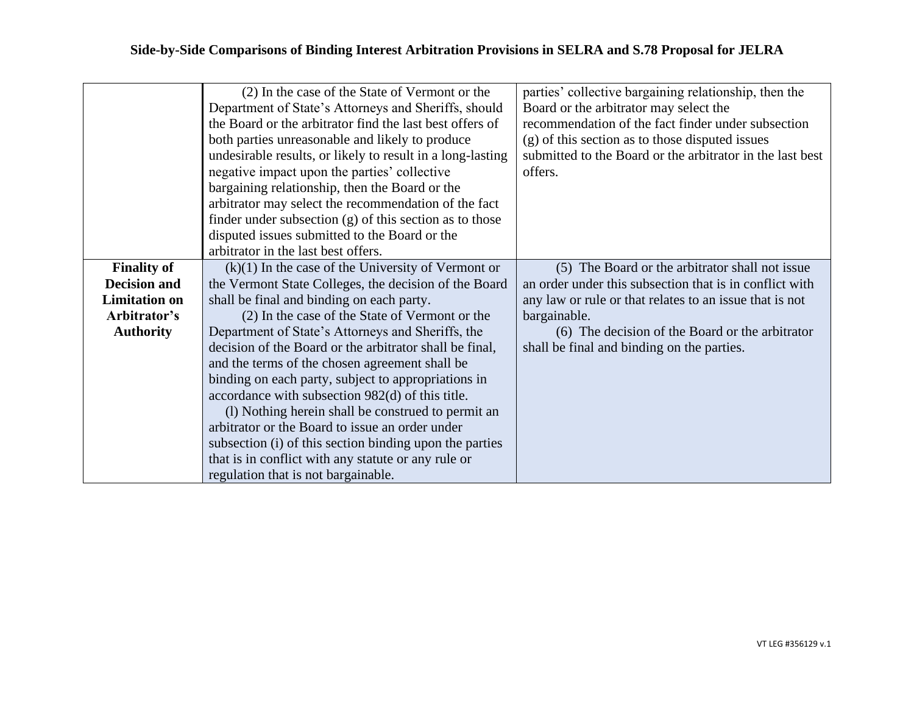## Side-by-Side Comparisons of Binding Interest Arbitration Provisions in SELRA and S.78 Proposal for JELRA

| | | |
|---|---|---|
| | (2) In the case of the State of Vermont or the Department of State's Attorneys and Sheriffs, should the Board or the arbitrator find the last best offers of both parties unreasonable and likely to produce undesirable results, or likely to result in a long-lasting negative impact upon the parties' collective bargaining relationship, then the Board or the arbitrator may select the recommendation of the fact finder under subsection (g) of this section as to those disputed issues submitted to the Board or the arbitrator in the last best offers. | parties' collective bargaining relationship, then the Board or the arbitrator may select the recommendation of the fact finder under subsection (g) of this section as to those disputed issues submitted to the Board or the arbitrator in the last best offers. |
| **Finality of Decision and Limitation on Arbitrator's Authority** | (k)(1) In the case of the University of Vermont or the Vermont State Colleges, the decision of the Board shall be final and binding on each party.<br>(2) In the case of the State of Vermont or the Department of State's Attorneys and Sheriffs, the decision of the Board or the arbitrator shall be final, and the terms of the chosen agreement shall be binding on each party, subject to appropriations in accordance with subsection 982(d) of this title.<br>(l) Nothing herein shall be construed to permit an arbitrator or the Board to issue an order under subsection (i) of this section binding upon the parties that is in conflict with any statute or any rule or regulation that is not bargainable. | (5) The Board or the arbitrator shall not issue an order under this subsection that is in conflict with any law or rule or that relates to an issue that is not bargainable.<br>(6) The decision of the Board or the arbitrator shall be final and binding on the parties. |

VT LEG #356129 v.1